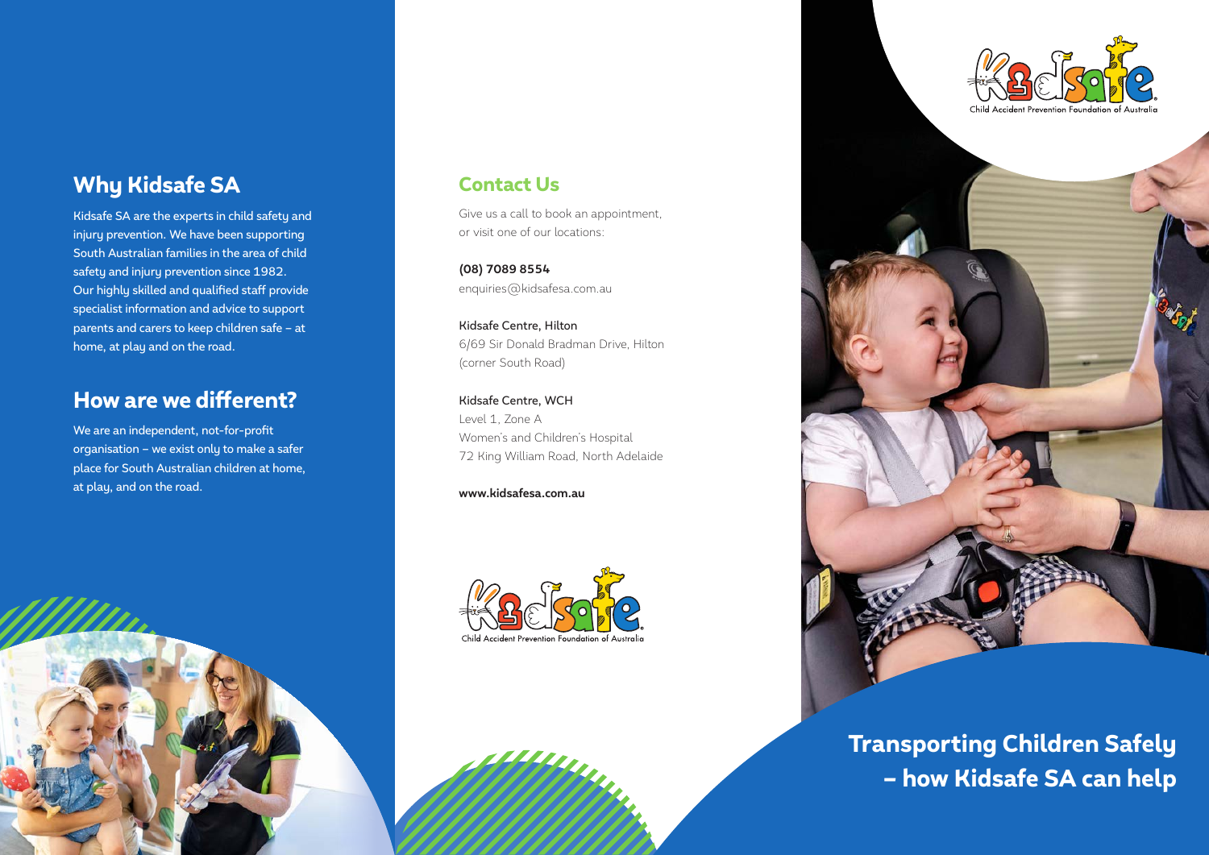## Why Kidsafe SA

Kidsafe SA are the experts in child safety and injury prevention. We have been supporting South Australian families in the area of child safety and injury prevention since 1982. Our highly skilled and qualified staff provide specialist information and advice to support parents and carers to keep children safe – at home, at play and on the road.

## How are we different?

We are an independent, not-for-profit organisation – we exist only to make a safer place for South Australian children at home, at play, and on the road.

## Contact Us

Give us a call to book an appointment, or visit one of our locations:

**(08) 7089 8554**
enquiries@kidsafesa.com.au

Kidsafe Centre, Hilton
6/69 Sir Donald Bradman Drive, Hilton
(corner South Road)

Kidsafe Centre, WCH
Level 1, Zone A
Women's and Children's Hospital
72 King William Road, North Adelaide

**www.kidsafesa.com.au**

Kidsafe
Child Accident Prevention Foundation of Australia

Kidsafe
Child Accident Prevention Foundation of Australia

# Transporting Children Safely – how Kidsafe SA can help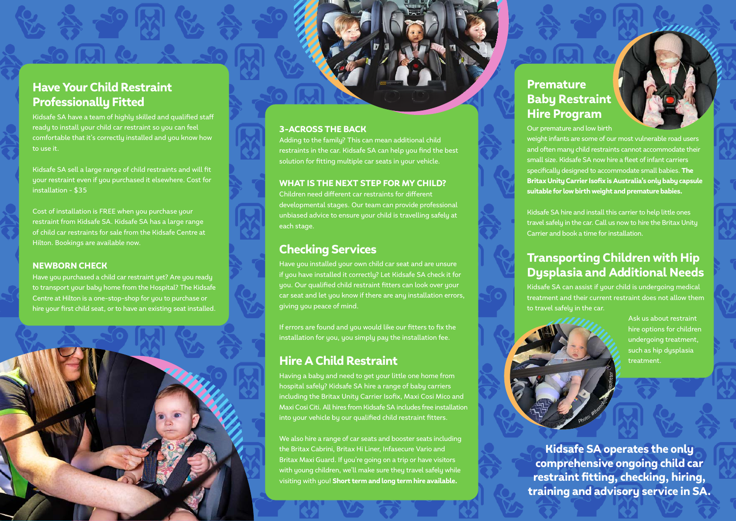## Have Your Child Restraint Professionally Fitted

Kidsafe SA have a team of highly skilled and qualified staff ready to install your child car restraint so you can feel comfortable that it's correctly installed and you know how to use it.

Kidsafe SA sell a large range of child restraints and will fit your restraint even if you purchased it elsewhere. Cost for installation - $35

Cost of installation is FREE when you purchase your restraint from Kidsafe SA. Kidsafe SA has a large range of child car restraints for sale from the Kidsafe Centre at Hilton. Bookings are available now.

### NEWBORN CHECK

Have you purchased a child car restraint yet? Are you ready to transport your baby home from the Hospital? The Kidsafe Centre at Hilton is a one-stop-shop for you to purchase or hire your first child seat, or to have an existing seat installed.

### 3-ACROSS THE BACK

Adding to the family? This can mean additional child restraints in the car. Kidsafe SA can help you find the best solution for fitting multiple car seats in your vehicle.

### WHAT IS THE NEXT STEP FOR MY CHILD?

Children need different car restraints for different developmental stages. Our team can provide professional unbiased advice to ensure your child is travelling safely at each stage.

## Checking Services

Have you installed your own child car seat and are unsure if you have installed it correctly? Let Kidsafe SA check it for you. Our qualified child restraint fitters can look over your car seat and let you know if there are any installation errors, giving you peace of mind.

If errors are found and you would like our fitters to fix the installation for you, you simply pay the installation fee.

## Hire A Child Restraint

Having a baby and need to get your little one home from hospital safely? Kidsafe SA hire a range of baby carriers including the Britax Unity Carrier Isofix, Maxi Cosi Mico and Maxi Cosi Citi. All hires from Kidsafe SA includes free installation into your vehicle by our qualified child restraint fitters.

We also hire a range of car seats and booster seats including the Britax Cabrini, Britax Hi Liner, Infasecure Vario and Britax Maxi Guard. If you're going on a trip or have visitors with young children, we'll make sure they travel safely while visiting with you! **Short term and long term hire available.**

## Premature Baby Restraint Hire Program

Our premature and low birth weight infants are some of our most vulnerable road users and often many child restraints cannot accommodate their small size. Kidsafe SA now hire a fleet of infant carriers specifically designed to accommodate small babies. **The Britax Unity Carrier Isofix is Australia's only baby capsule suitable for low birth weight and premature babies.**

Kidsafe SA hire and install this carrier to help little ones travel safely in the car. Call us now to hire the Britax Unity Carrier and book a time for installation.

## Transporting Children with Hip Dysplasia and Additional Needs

Kidsafe SA can assist if your child is undergoing medical treatment and their current restraint does not allow them to travel safely in the car.

Ask us about restraint hire options for children undergoing treatment, such as hip dysplasia treatment.

Photo: #themobilecertfitter

**Kidsafe SA operates the only comprehensive ongoing child car restraint fitting, checking, hiring, training and advisory service in SA.**